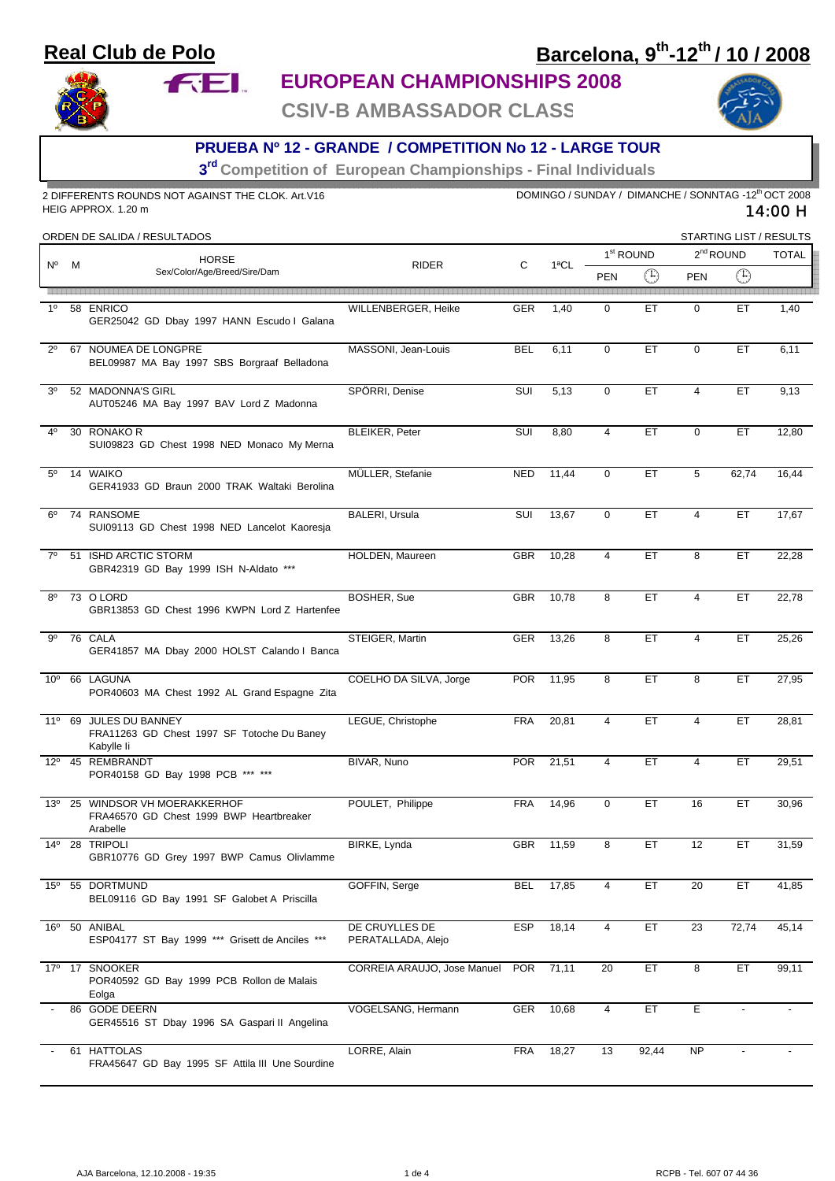# Real Club de Polo

## Barcelona, 9th-12th / 10 / 2008

## EUROPEAN CHAMPIONSHIPS 2008

## CSIV-B AMBASSADOR CLASS

### PRUEBA Nº 12 - GRANDE / COMPETITION No 12 - LARGE TOUR

**3rd Competition of European Championships - Final Individuals**

2 DIFFERENTS ROUNDS NOT AGAINST THE CLOK. Art.V16
HEIG APPROX. 1.20 m

DOMINGO / SUNDAY / DIMANCHE / SONNTAG -12th OCT 2008
14:00 H

ORDEN DE SALIDA / RESULTADOS — STARTING LIST / RESULTS

| Nº | M | HORSE Sex/Color/Age/Breed/Sire/Dam | RIDER | C | 1ªCL | 1st ROUND | | 2nd ROUND | | TOTAL |
|---|---|---|---|---|---|---|---|---|---|---|
| | | | | | | PEN | Time | PEN | Time | |
| 1º | 58 | ENRICO GER25042 GD Dbay 1997 HANN Escudo I Galana | WILLENBERGER, Heike | GER | 1,40 | 0 | ET | 0 | ET | 1,40 |
| 2º | 67 | NOUMEA DE LONGPRE BEL09987 MA Bay 1997 SBS Borgraaf Belladona | MASSONI, Jean-Louis | BEL | 6,11 | 0 | ET | 0 | ET | 6,11 |
| 3º | 52 | MADONNA'S GIRL AUT05246 MA Bay 1997 BAV Lord Z Madonna | SPÖRRI, Denise | SUI | 5,13 | 0 | ET | 4 | ET | 9,13 |
| 4º | 30 | RONAKO R SUI09823 GD Chest 1998 NED Monaco My Merna | BLEIKER, Peter | SUI | 8,80 | 4 | ET | 0 | ET | 12,80 |
| 5º | 14 | WAIKO GER41933 GD Braun 2000 TRAK Waltaki Berolina | MÜLLER, Stefanie | NED | 11,44 | 0 | ET | 5 | 62,74 | 16,44 |
| 6º | 74 | RANSOME SUI09113 GD Chest 1998 NED Lancelot Kaoresja | BALERI, Ursula | SUI | 13,67 | 0 | ET | 4 | ET | 17,67 |
| 7º | 51 | ISHD ARCTIC STORM GBR42319 GD Bay 1999 ISH N-Aldato *** | HOLDEN, Maureen | GBR | 10,28 | 4 | ET | 8 | ET | 22,28 |
| 8º | 73 | O LORD GBR13853 GD Chest 1996 KWPN Lord Z Hartenfee | BOSHER, Sue | GBR | 10,78 | 8 | ET | 4 | ET | 22,78 |
| 9º | 76 | CALA GER41857 MA Dbay 2000 HOLST Calando I Banca | STEIGER, Martin | GER | 13,26 | 8 | ET | 4 | ET | 25,26 |
| 10º | 66 | LAGUNA POR40603 MA Chest 1992 AL Grand Espagne Zita | COELHO DA SILVA, Jorge | POR | 11,95 | 8 | ET | 8 | ET | 27,95 |
| 11º | 69 | JULES DU BANNEY FRA11263 GD Chest 1997 SF Totoche Du Baney Kabylle Ii | LEGUE, Christophe | FRA | 20,81 | 4 | ET | 4 | ET | 28,81 |
| 12º | 45 | REMBRANDT POR40158 GD Bay 1998 PCB *** *** | BIVAR, Nuno | POR | 21,51 | 4 | ET | 4 | ET | 29,51 |
| 13º | 25 | WINDSOR VH MOERAKKERHOF FRA46570 GD Chest 1999 BWP Heartbreaker Arabelle | POULET, Philippe | FRA | 14,96 | 0 | ET | 16 | ET | 30,96 |
| 14º | 28 | TRIPOLI GBR10776 GD Grey 1997 BWP Camus Olivlamme | BIRKE, Lynda | GBR | 11,59 | 8 | ET | 12 | ET | 31,59 |
| 15º | 55 | DORTMUND BEL09116 GD Bay 1991 SF Galobet A Priscilla | GOFFIN, Serge | BEL | 17,85 | 4 | ET | 20 | ET | 41,85 |
| 16º | 50 | ANIBAL ESP04177 ST Bay 1999 *** Grisett de Anciles *** | DE CRUYLLES DE PERATALLADA, Alejo | ESP | 18,14 | 4 | ET | 23 | 72,74 | 45,14 |
| 17º | 17 | SNOOKER POR40592 GD Bay 1999 PCB Rollon de Malais Eolga | CORREIA ARAUJO, Jose Manuel | POR | 71,11 | 20 | ET | 8 | ET | 99,11 |
| - | 86 | GODE DEERN GER45516 ST Dbay 1996 SA Gaspari II Angelina | VOGELSANG, Hermann | GER | 10,68 | 4 | ET | E | - | - |
| - | 61 | HATTOLAS FRA45647 GD Bay 1995 SF Attila III Une Sourdine | LORRE, Alain | FRA | 18,27 | 13 | 92,44 | NP | - | - |

AJA Barcelona, 12.10.2008 - 19:35 — RCPB - Tel. 607 07 44 36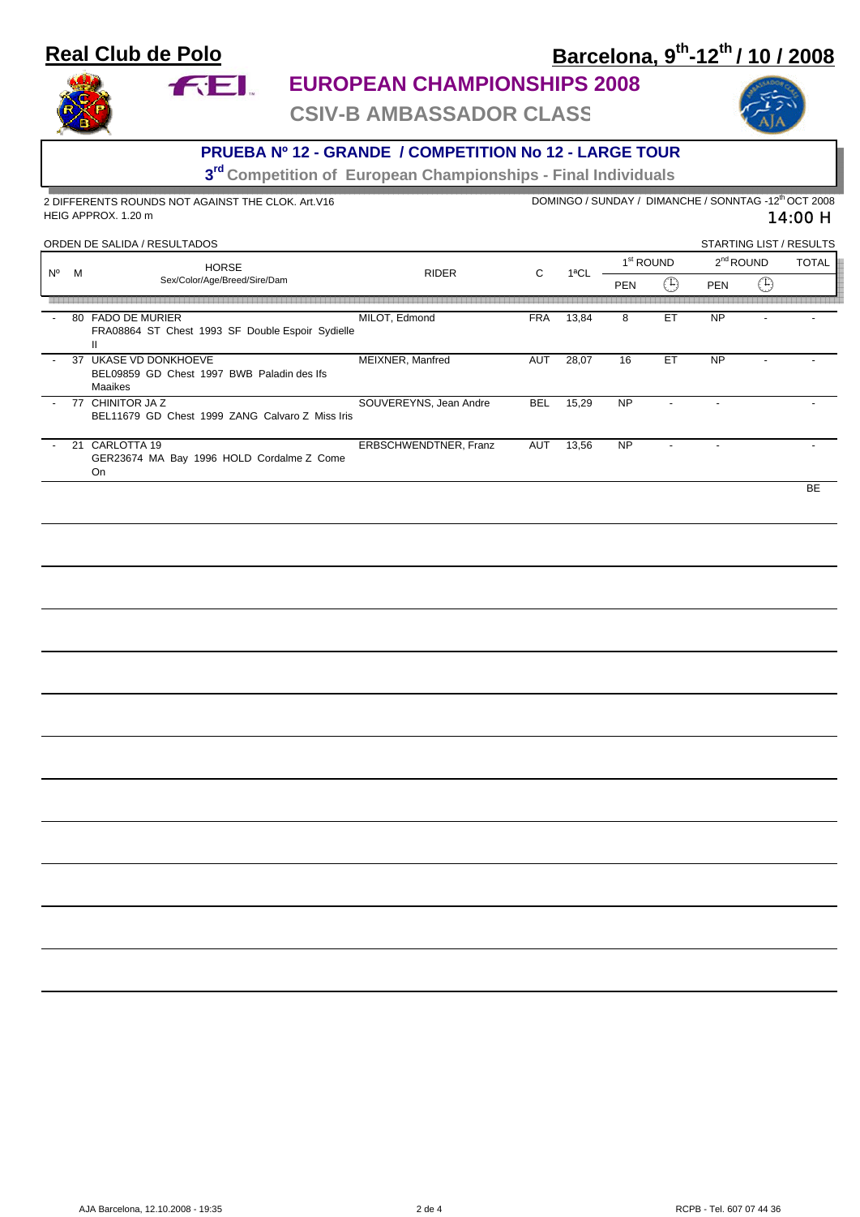# Real Club de Polo

## Barcelona, 9th-12th / 10 / 2008

## EUROPEAN CHAMPIONSHIPS 2008

## CSIV-B AMBASSADOR CLASS

### PRUEBA Nº 12 - GRANDE / COMPETITION No 12 - LARGE TOUR

**3rd Competition of European Championships - Final Individuals**

2 DIFFERENTS ROUNDS NOT AGAINST THE CLOK. Art.V16
HEIG APPROX. 1.20 m

DOMINGO / SUNDAY / DIMANCHE / SONNTAG -12th OCT 2008
14:00 H

ORDEN DE SALIDA / RESULTADOS — STARTING LIST / RESULTS

| Nº | M | HORSE Sex/Color/Age/Breed/Sire/Dam | RIDER | C | 1ªCL | 1st ROUND PEN | 1st ROUND (time) | 2nd ROUND PEN | 2nd ROUND (time) | TOTAL |
|---|---|---|---|---|---|---|---|---|---|---|
| - | 80 | FADO DE MURIER<br>FRA08864 ST Chest 1993 SF Double Espoir Sydielle II | MILOT, Edmond | FRA | 13,84 | 8 | ET | NP | - | - |
| - | 37 | UKASE VD DONKHOEVE<br>BEL09859 GD Chest 1997 BWB Paladin des Ifs Maaikes | MEIXNER, Manfred | AUT | 28,07 | 16 | ET | NP | - | - |
| - | 77 | CHINITOR JA Z<br>BEL11679 GD Chest 1999 ZANG Calvaro Z Miss Iris | SOUVEREYNS, Jean Andre | BEL | 15,29 | NP | - | - | | - |
| - | 21 | CARLOTTA 19<br>GER23674 MA Bay 1996 HOLD Cordalme Z Come On | ERBSCHWENDTNER, Franz | AUT | 13,56 | NP | - | - | | - |
| | | | | | | | | | | BE |

AJA Barcelona, 12.10.2008 - 19:35 — RCPB - Tel. 607 07 44 36